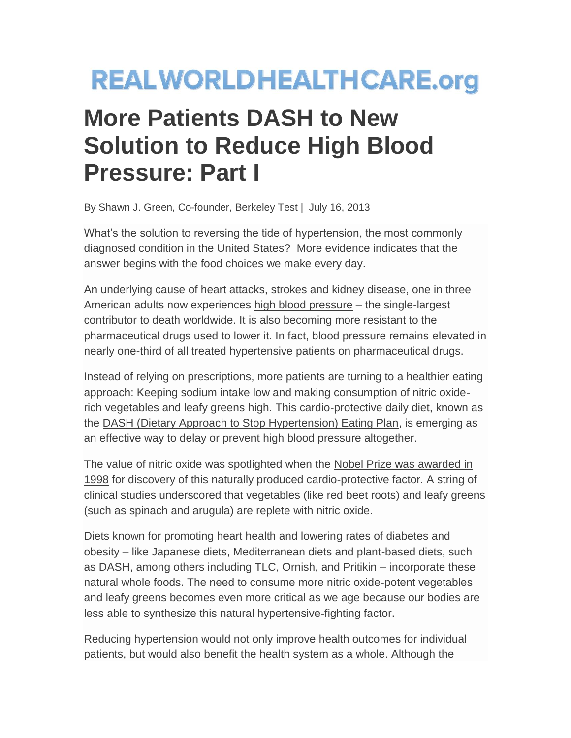REALWORLDHEALTHCARE.org

# More Patients DASH to New Solution to Reduce High Blood Pressure: Part I

By Shawn J. Green, Co-founder, Berkeley Test | July 16, 2013

What's the solution to reversing the tide of hypertension, the most commonly diagnosed condition in the United States? More evidence indicates that the answer begins with the food choices we make every day.

An underlying cause of heart attacks, strokes and kidney disease, one in three American adults now experiences high blood pressure – the single-largest contributor to death worldwide. It is also becoming more resistant to the pharmaceutical drugs used to lower it. In fact, blood pressure remains elevated in nearly one-third of all treated hypertensive patients on pharmaceutical drugs.

Instead of relying on prescriptions, more patients are turning to a healthier eating approach: Keeping sodium intake low and making consumption of nitric oxide-rich vegetables and leafy greens high. This cardio-protective daily diet, known as the DASH (Dietary Approach to Stop Hypertension) Eating Plan, is emerging as an effective way to delay or prevent high blood pressure altogether.

The value of nitric oxide was spotlighted when the Nobel Prize was awarded in 1998 for discovery of this naturally produced cardio-protective factor. A string of clinical studies underscored that vegetables (like red beet roots) and leafy greens (such as spinach and arugula) are replete with nitric oxide.

Diets known for promoting heart health and lowering rates of diabetes and obesity – like Japanese diets, Mediterranean diets and plant-based diets, such as DASH, among others including TLC, Ornish, and Pritikin – incorporate these natural whole foods. The need to consume more nitric oxide-potent vegetables and leafy greens becomes even more critical as we age because our bodies are less able to synthesize this natural hypertensive-fighting factor.

Reducing hypertension would not only improve health outcomes for individual patients, but would also benefit the health system as a whole. Although the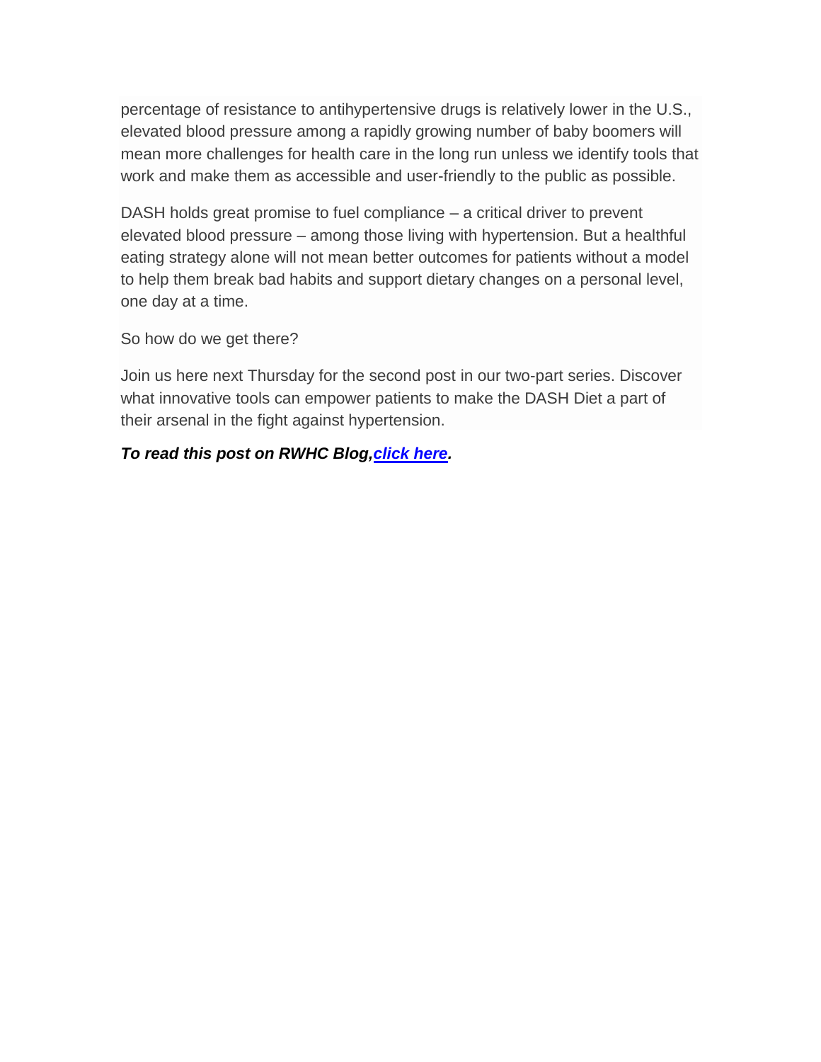percentage of resistance to antihypertensive drugs is relatively lower in the U.S., elevated blood pressure among a rapidly growing number of baby boomers will mean more challenges for health care in the long run unless we identify tools that work and make them as accessible and user-friendly to the public as possible.

DASH holds great promise to fuel compliance – a critical driver to prevent elevated blood pressure – among those living with hypertension. But a healthful eating strategy alone will not mean better outcomes for patients without a model to help them break bad habits and support dietary changes on a personal level, one day at a time.

So how do we get there?

Join us here next Thursday for the second post in our two-part series. Discover what innovative tools can empower patients to make the DASH Diet a part of their arsenal in the fight against hypertension.

***To read this post on RWHC Blog,click here.***